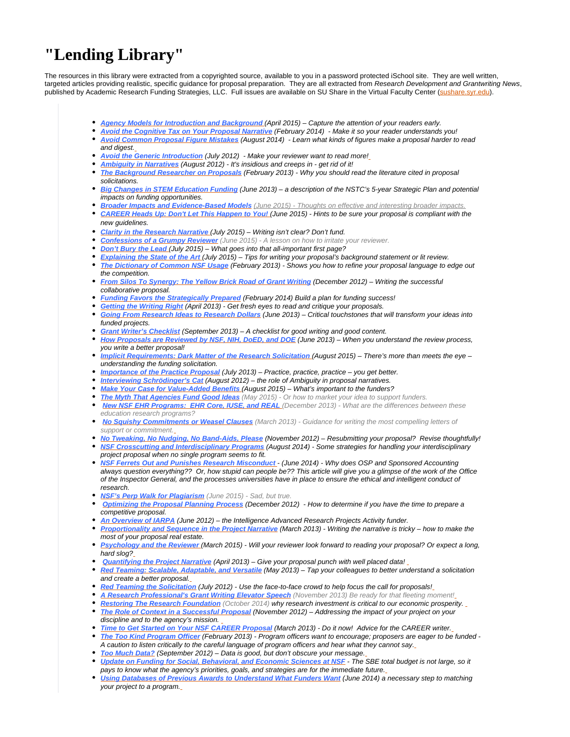# "Lending Library"

The resources in this library were extracted from a copyrighted source, available to you in a password protected iSchool site. They are well written, targeted articles providing realistic, specific guidance for proposal preparation. They are all extracted from *Research Development and Grantwriting News*, published by Academic Research Funding Strategies, LLC. Full issues are available on SU Share in the Virtual Faculty Center (sushare.syr.edu).

- ***Agency Models for Introduction and Background*** *(April 2015) – Capture the attention of your readers early.*
- ***Avoid the Cognitive Tax on Your Proposal Narrative*** *(February 2014) - Make it so your reader understands you!*
- ***Avoid Common Proposal Figure Mistakes*** *(August 2014) - Learn what kinds of figures make a proposal harder to read and digest.*
- ***Avoid the Generic Introduction*** *(July 2012) - Make your reviewer want to read more!*
- ***Ambiguity in Narratives*** *(August 2012) - It's insidious and creeps in - get rid of it!*
- ***The Background Researcher on Proposals*** *(February 2013) - Why you should read the literature cited in proposal solicitations.*
- ***Big Changes in STEM Education Funding*** *(June 2013) – a description of the NSTC's 5-year Strategic Plan and potential impacts on funding opportunities.*
- ***Broader Impacts and Evidence-Based Models*** *(June 2015) - Thoughts on effective and interesting broader impacts.*
- ***CAREER Heads Up: Don't Let This Happen to You!*** *(June 2015) - Hints to be sure your proposal is compliant with the new guidelines.*
- ***Clarity in the Research Narrative*** *(July 2015) – Writing isn't clear? Don't fund.*
- ***Confessions of a Grumpy Reviewer*** *(June 2015) - A lesson on how to irritate your reviewer.*
- ***Don't Bury the Lead*** *(July 2015) – What goes into that all-important first page?*
- ***Explaining the State of the Art*** *(July 2015) – Tips for writing your proposal's background statement or lit review.*
- ***The Dictionary of Common NSF Usage*** *(February 2013) - Shows you how to refine your proposal language to edge out the competition.*
- ***From Silos To Synergy: The Yellow Brick Road of Grant Writing*** *(December 2012) – Writing the successful collaborative proposal.*
- ***Funding Favors the Strategically Prepared*** *(February 2014) Build a plan for funding success!*
- ***Getting the Writing Right*** *(April 2013) - Get fresh eyes to read and critique your proposals.*
- ***Going From Research Ideas to Research Dollars*** *(June 2013) – Critical touchstones that will transform your ideas into funded projects.*
- ***Grant Writer's Checklist*** *(September 2013) – A checklist for good writing and good content.*
- ***How Proposals are Reviewed by NSF, NIH, DoED, and DOE*** *(June 2013) – When you understand the review process, you write a better proposal!*
- ***Implicit Requirements: Dark Matter of the Research Solicitation*** *(August 2015) – There's more than meets the eye – understanding the funding solicitation.*
- ***Importance of the Practice Proposal*** *(July 2013) – Practice, practice, practice – you get better.*
- ***Interviewing Schrödinger's Cat*** *(August 2012) – the role of Ambiguity in proposal narratives.*
- ***Make Your Case for Value-Added Benefits*** *(August 2015) – What's important to the funders?*
- ***The Myth That Agencies Fund Good Ideas*** *(May 2015) - Or how to market your idea to support funders.*
- ***New NSF EHR Programs: EHR Core, IUSE, and REAL*** *(December 2013) - What are the differences between these education research programs?*
- ***No Squishy Commitments or Weasel Clauses*** *(March 2013) - Guidance for writing the most compelling letters of support or commitment.*
- ***No Tweaking, No Nudging, No Band-Aids, Please*** *(November 2012) – Resubmitting your proposal? Revise thoughtfully!*
- ***NSF Crosscutting and Interdisciplinary Programs*** *(August 2014) - Some strategies for handling your interdisciplinary project proposal when no single program seems to fit.*
- ***NSF Ferrets Out and Punishes Research Misconduct*** *- (June 2014) - Why does OSP and Sponsored Accounting always question everything?? Or, how stupid can people be?? This article will give you a glimpse of the work of the Office of the Inspector General, and the processes universities have in place to ensure the ethical and intelligent conduct of research.*
- ***NSF's Perp Walk for Plagiarism*** *(June 2015) - Sad, but true.*
- ***Optimizing the Proposal Planning Process*** *(December 2012) - How to determine if you have the time to prepare a competitive proposal.*
- ***An Overview of IARPA*** *(June 2012) – the Intelligence Advanced Research Projects Activity funder.*
- ***Proportionality and Sequence in the Project Narrative*** *(March 2013) - Writing the narrative is tricky – how to make the most of your proposal real estate.*
- ***Psychology and the Reviewer*** *(March 2015) - Will your reviewer look forward to reading your proposal? Or expect a long, hard slog?*
- ***Quantifying the Project Narrative*** *(April 2013) – Give your proposal punch with well placed data!*
- ***Red Teaming: Scalable, Adaptable, and Versatile*** *(May 2013) – Tap your colleagues to better understand a solicitation and create a better proposal.*
- ***Red Teaming the Solicitation*** *(July 2012) - Use the face-to-face crowd to help focus the call for proposals!*
- ***A Research Professional's Grant Writing Elevator Speech*** *(November 2013) Be ready for that fleeting moment!*
- ***Restoring The Research Foundation*** *(October 2014) why research investment is critical to our economic prosperity.*
- ***The Role of Context in a Successful Proposal*** *(November 2012) – Addressing the impact of your project on your discipline and to the agency's mission.*
- ***Time to Get Started on Your NSF CAREER Proposal*** *(March 2013) - Do it now! Advice for the CAREER writer.*
- ***The Too Kind Program Officer*** *(February 2013) - Program officers want to encourage; proposers are eager to be funded - A caution to listen critically to the careful language of program officers and hear what they cannot say.*
- ***Too Much Data?*** *(September 2012) – Data is good, but don't obscure your message.*
- ***Update on Funding for Social, Behavioral, and Economic Sciences at NSF*** *- The SBE total budget is not large, so it pays to know what the agency's priorities, goals, and strategies are for the immediate future.*
- ***Using Databases of Previous Awards to Understand What Funders Want*** *(June 2014) a necessary step to matching your project to a program.*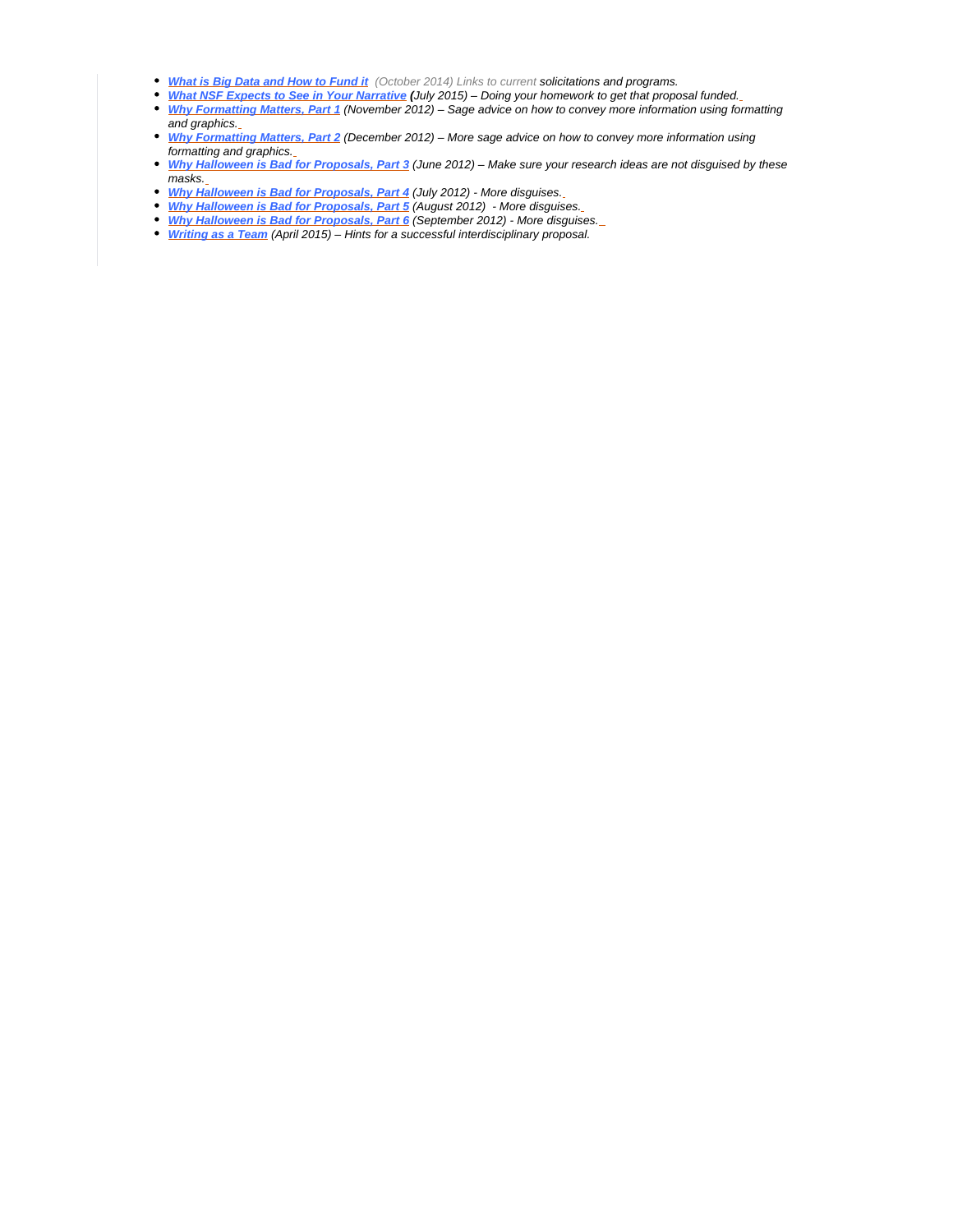- ***What is Big Data and How to Fund it*** *(October 2014) Links to current solicitations and programs.*
- ***What NSF Expects to See in Your Narrative*** *(July 2015) – Doing your homework to get that proposal funded.*
- ***Why Formatting Matters, Part 1*** *(November 2012) – Sage advice on how to convey more information using formatting and graphics.*
- ***Why Formatting Matters, Part 2*** *(December 2012) – More sage advice on how to convey more information using formatting and graphics.*
- ***Why Halloween is Bad for Proposals, Part 3*** *(June 2012) – Make sure your research ideas are not disguised by these masks.*
- ***Why Halloween is Bad for Proposals, Part 4*** *(July 2012) - More disguises.*
- ***Why Halloween is Bad for Proposals, Part 5*** *(August 2012) - More disguises.*
- ***Why Halloween is Bad for Proposals, Part 6*** *(September 2012) - More disguises.*
- ***Writing as a Team*** *(April 2015) – Hints for a successful interdisciplinary proposal.*